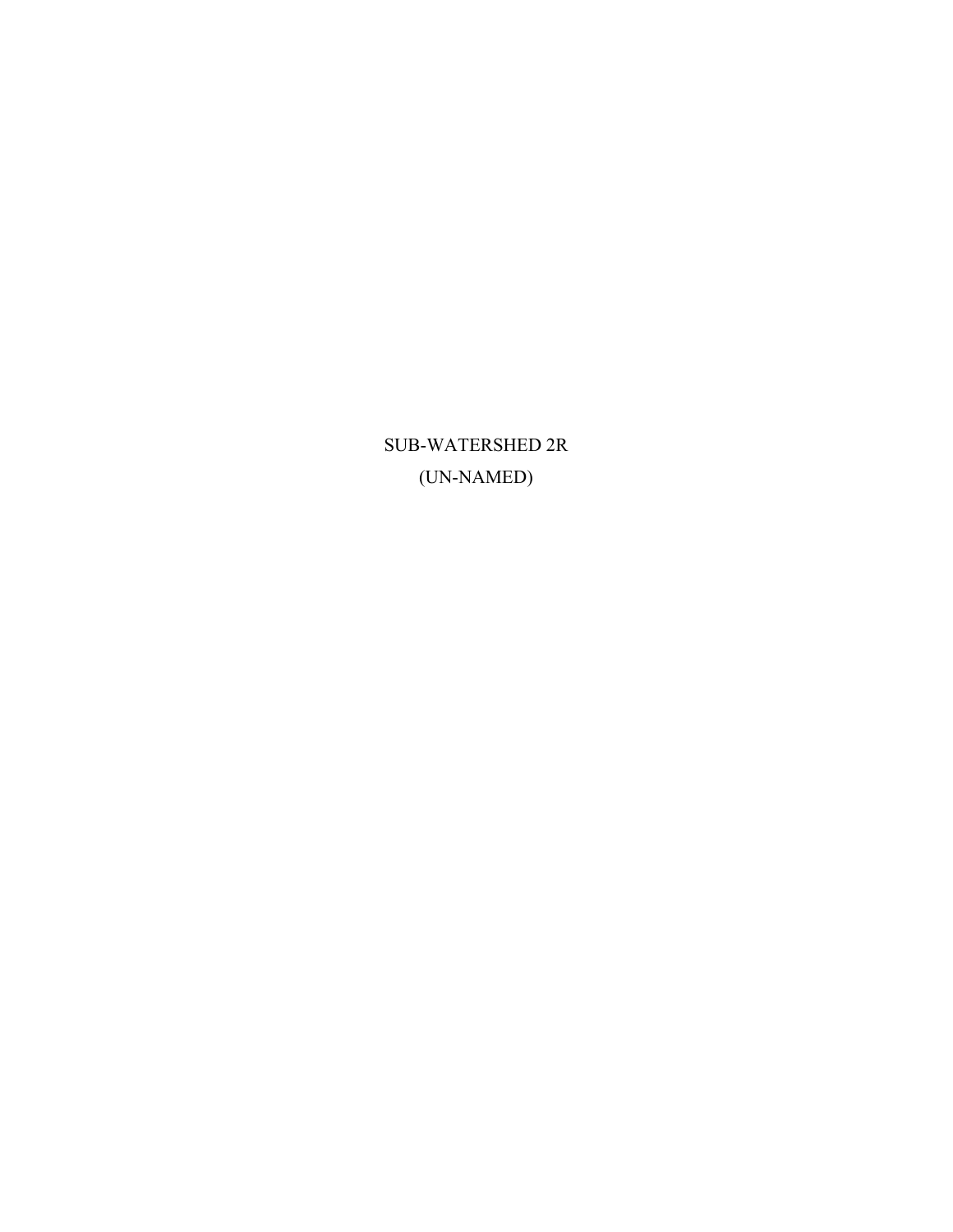# SUB-WATERSHED 2R

(UN-NAMED)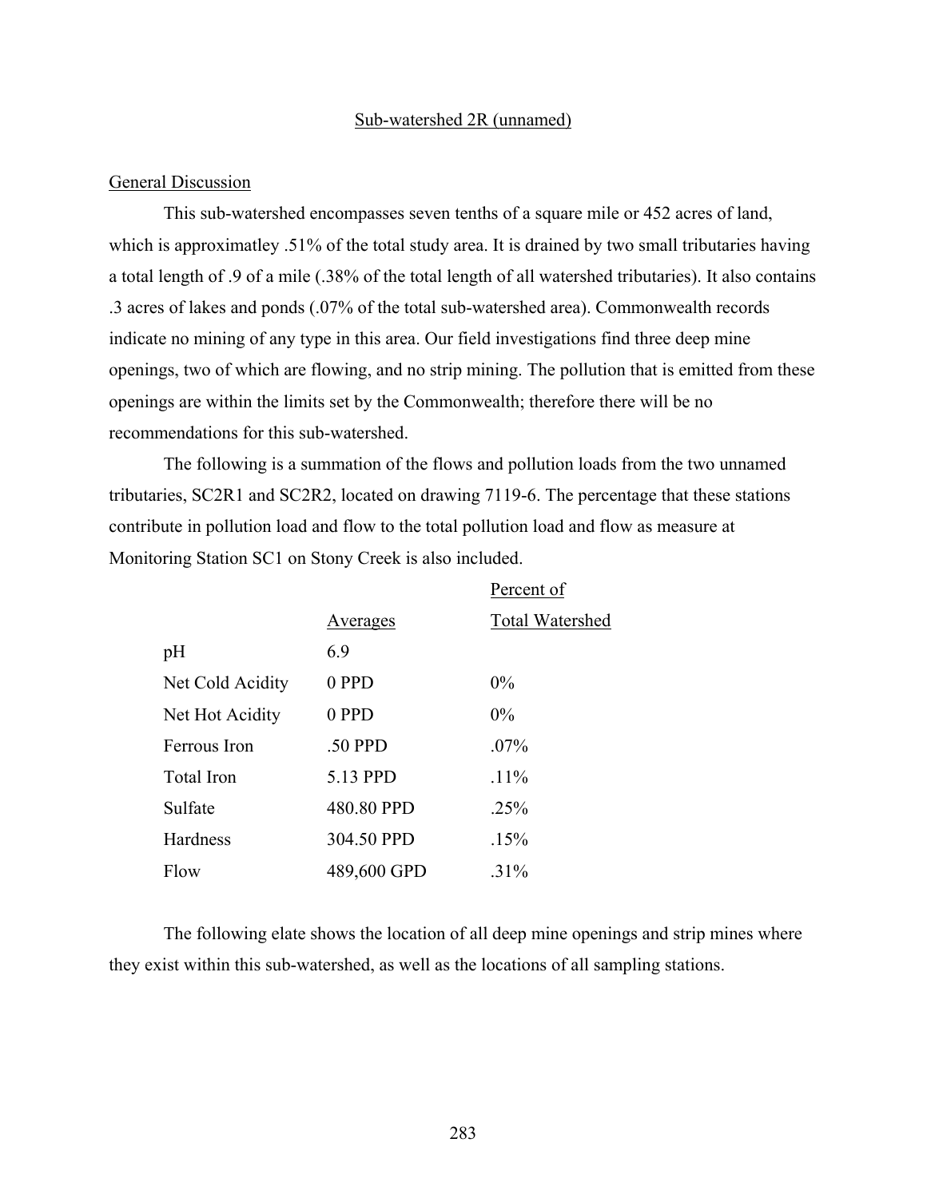## Sub-watershed 2R (unnamed)

### General Discussion

This sub-watershed encompasses seven tenths of a square mile or 452 acres of land, which is approximatley .51% of the total study area. It is drained by two small tributaries having a total length of .9 of a mile (.38% of the total length of all watershed tributaries). It also contains .3 acres of lakes and ponds (.07% of the total sub-watershed area). Commonwealth records indicate no mining of any type in this area. Our field investigations find three deep mine openings, two of which are flowing, and no strip mining. The pollution that is emitted from these openings are within the limits set by the Commonwealth; therefore there will be no recommendations for this sub-watershed.

The following is a summation of the flows and pollution loads from the two unnamed tributaries, SC2R1 and SC2R2, located on drawing 7119-6. The percentage that these stations contribute in pollution load and flow to the total pollution load and flow as measure at Monitoring Station SC1 on Stony Creek is also included.

| | Averages | Percent of Total Watershed |
|---|---|---|
| pH | 6.9 | |
| Net Cold Acidity | 0 PPD | 0% |
| Net Hot Acidity | 0 PPD | 0% |
| Ferrous Iron | .50 PPD | .07% |
| Total Iron | 5.13 PPD | .11% |
| Sulfate | 480.80 PPD | .25% |
| Hardness | 304.50 PPD | .15% |
| Flow | 489,600 GPD | .31% |

The following elate shows the location of all deep mine openings and strip mines where they exist within this sub-watershed, as well as the locations of all sampling stations.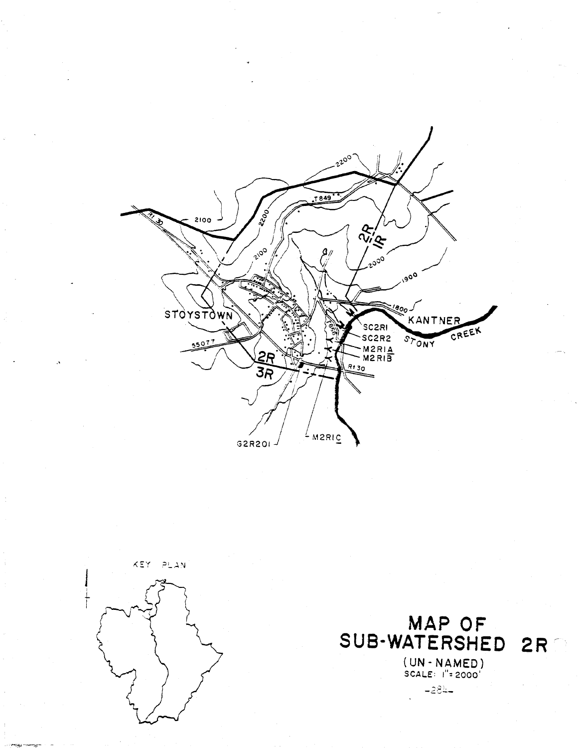# MAP OF SUB-WATERSHED 2R

(UN-NAMED)

SCALE: 1" = 2000'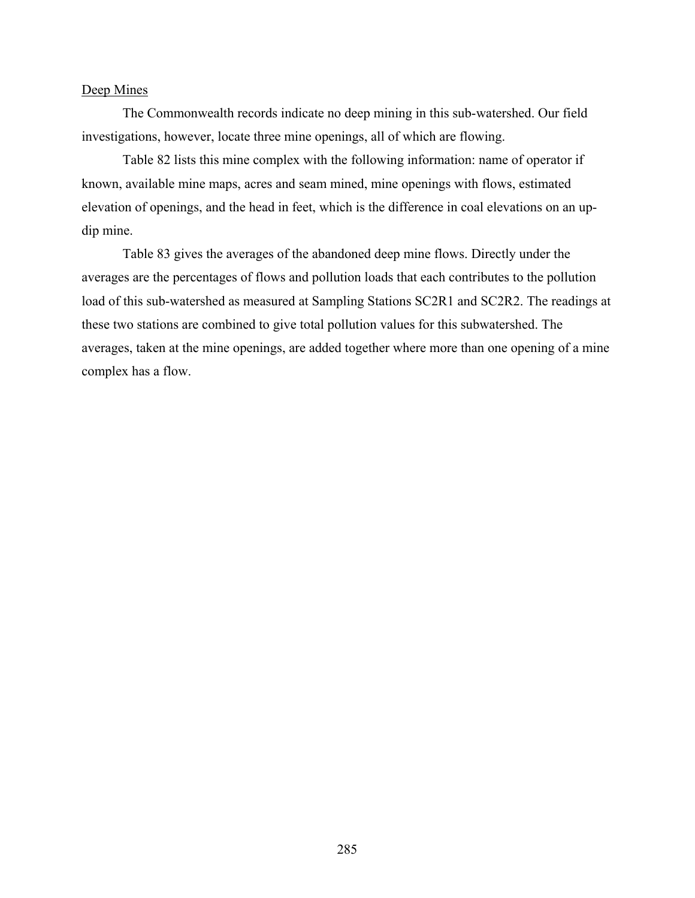Deep Mines

The Commonwealth records indicate no deep mining in this sub-watershed. Our field investigations, however, locate three mine openings, all of which are flowing.

Table 82 lists this mine complex with the following information: name of operator if known, available mine maps, acres and seam mined, mine openings with flows, estimated elevation of openings, and the head in feet, which is the difference in coal elevations on an up-dip mine.

Table 83 gives the averages of the abandoned deep mine flows. Directly under the averages are the percentages of flows and pollution loads that each contributes to the pollution load of this sub-watershed as measured at Sampling Stations SC2R1 and SC2R2. The readings at these two stations are combined to give total pollution values for this subwatershed. The averages, taken at the mine openings, are added together where more than one opening of a mine complex has a flow.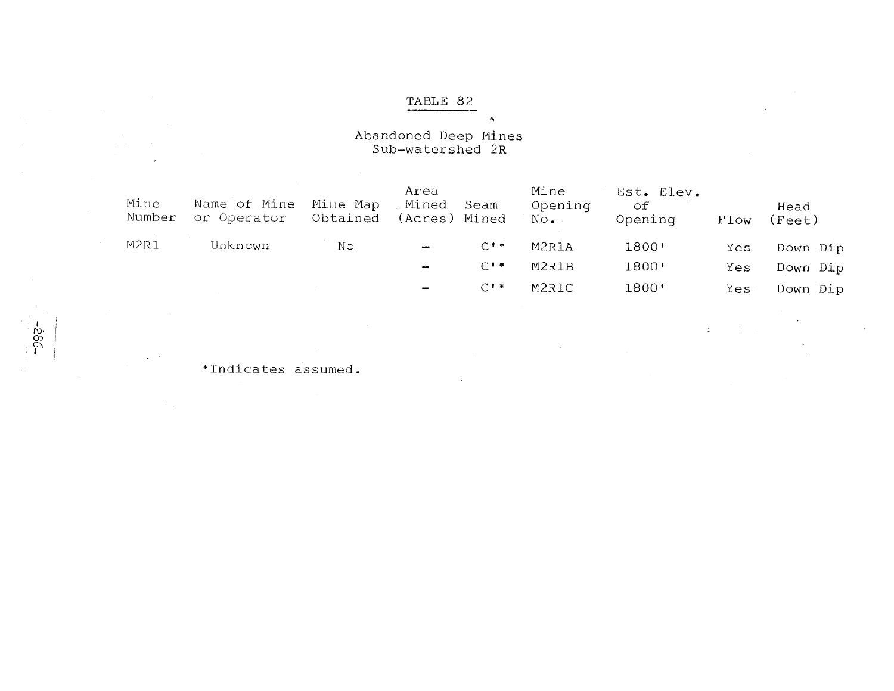# TABLE 82

## Abandoned Deep Mines
## Sub-watershed 2R

| Mine Number | Name of Mine or Operator | Mine Map Obtained | Area Mined (Acres) | Seam Mined | Mine Opening No. | Est. Elev. of Opening | Flow | Head (Feet) |
|---|---|---|---|---|---|---|---|---|
| M2R1 | Unknown | No | - | C'* | M2R1A | 1800' | Yes | Down Dip |
| | | | - | C'* | M2R1B | 1800' | Yes | Down Dip |
| | | | - | C'* | M2R1C | 1800' | Yes | Down Dip |

*Indicates assumed.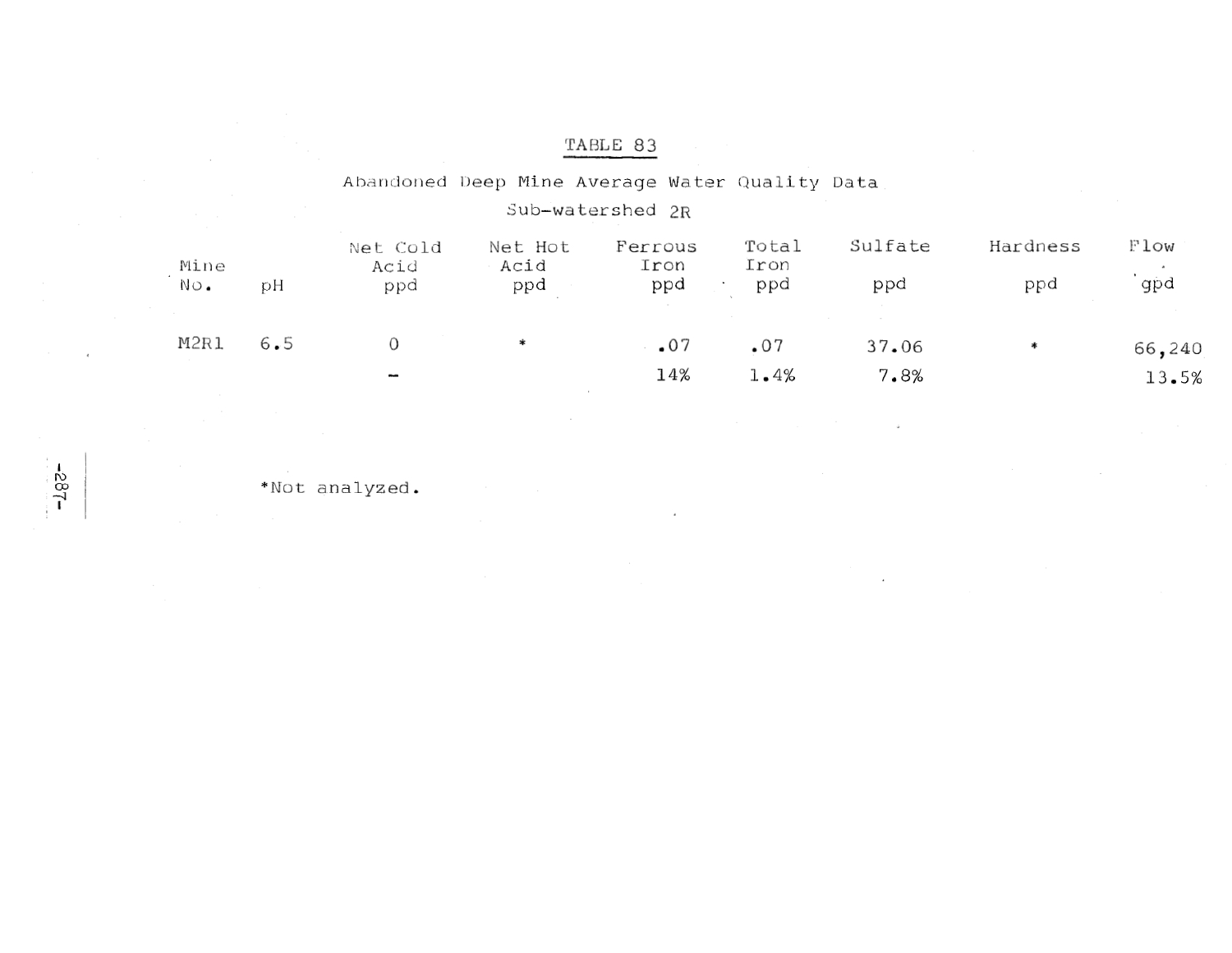TABLE 83

Abandoned Deep Mine Average Water Quality Data

Sub-watershed 2R

| Mine No. | pH | Net Cold Acid ppd | Net Hot Acid ppd | Ferrous Iron ppd | Total Iron ppd | Sulfate ppd | Hardness ppd | Flow gpd |
|---|---|---|---|---|---|---|---|---|
| M2R1 | 6.5 | 0 | * | .07 | .07 | 37.06 | * | 66,240 |
| | | - | | 14% | 1.4% | 7.8% | | 13.5% |

*Not analyzed.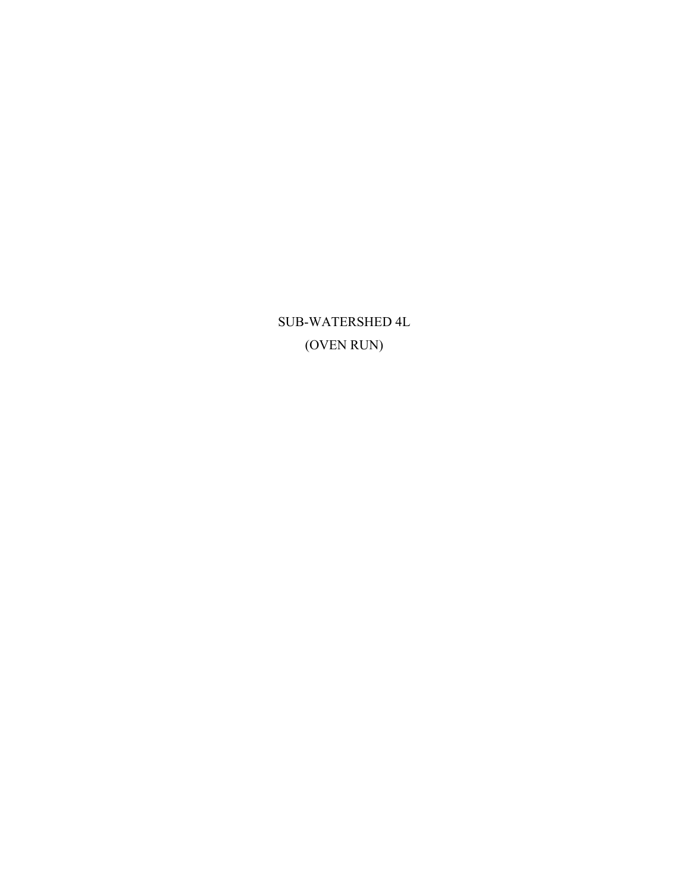# SUB-WATERSHED 4L

# (OVEN RUN)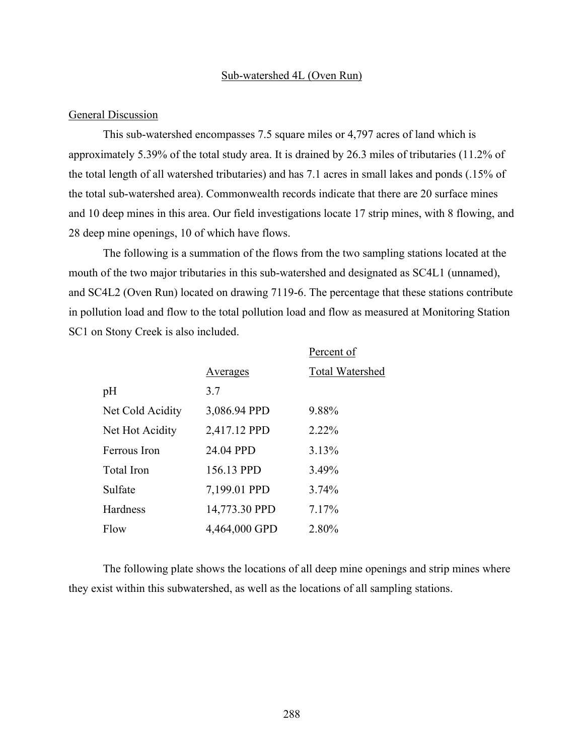## Sub-watershed 4L (Oven Run)

### General Discussion

This sub-watershed encompasses 7.5 square miles or 4,797 acres of land which is approximately 5.39% of the total study area. It is drained by 26.3 miles of tributaries (11.2% of the total length of all watershed tributaries) and has 7.1 acres in small lakes and ponds (.15% of the total sub-watershed area). Commonwealth records indicate that there are 20 surface mines and 10 deep mines in this area. Our field investigations locate 17 strip mines, with 8 flowing, and 28 deep mine openings, 10 of which have flows.

The following is a summation of the flows from the two sampling stations located at the mouth of the two major tributaries in this sub-watershed and designated as SC4L1 (unnamed), and SC4L2 (Oven Run) located on drawing 7119-6. The percentage that these stations contribute in pollution load and flow to the total pollution load and flow as measured at Monitoring Station SC1 on Stony Creek is also included.

| | Averages | Percent of Total Watershed |
|---|---|---|
| pH | 3.7 | |
| Net Cold Acidity | 3,086.94 PPD | 9.88% |
| Net Hot Acidity | 2,417.12 PPD | 2.22% |
| Ferrous Iron | 24.04 PPD | 3.13% |
| Total Iron | 156.13 PPD | 3.49% |
| Sulfate | 7,199.01 PPD | 3.74% |
| Hardness | 14,773.30 PPD | 7.17% |
| Flow | 4,464,000 GPD | 2.80% |

The following plate shows the locations of all deep mine openings and strip mines where they exist within this subwatershed, as well as the locations of all sampling stations.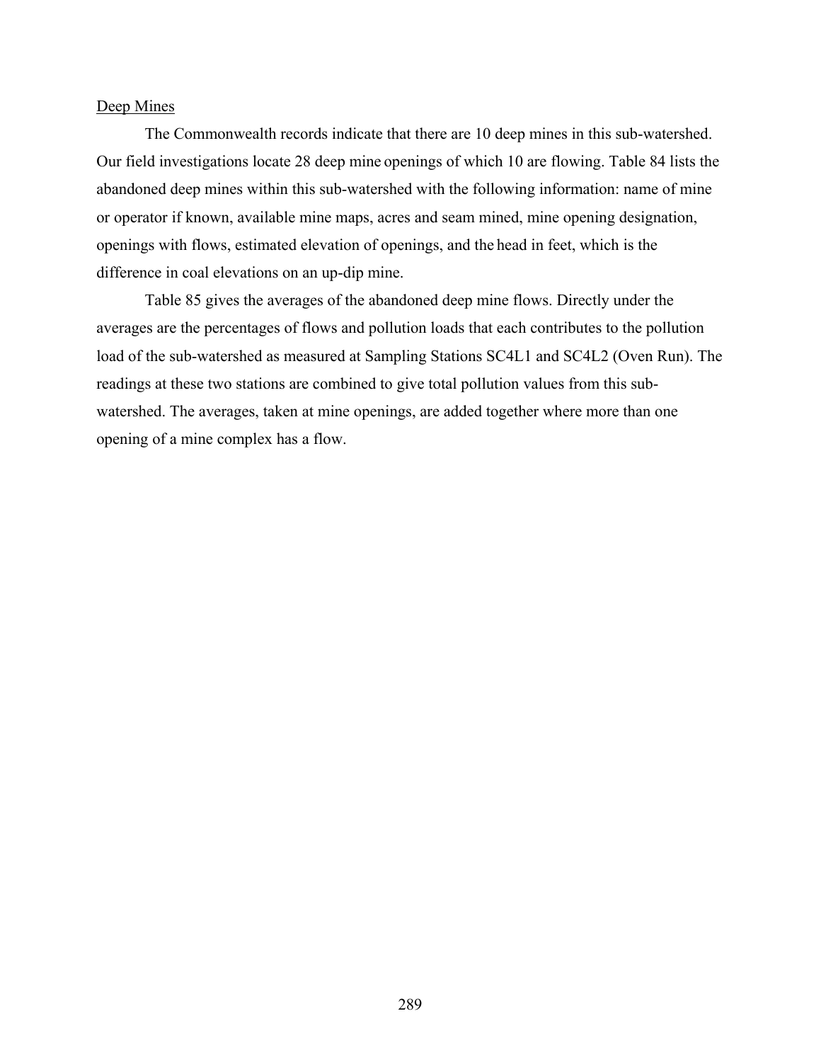<u>Deep Mines</u>

The Commonwealth records indicate that there are 10 deep mines in this sub-watershed. Our field investigations locate 28 deep mine openings of which 10 are flowing. Table 84 lists the abandoned deep mines within this sub-watershed with the following information: name of mine or operator if known, available mine maps, acres and seam mined, mine opening designation, openings with flows, estimated elevation of openings, and the head in feet, which is the difference in coal elevations on an up-dip mine.

Table 85 gives the averages of the abandoned deep mine flows. Directly under the averages are the percentages of flows and pollution loads that each contributes to the pollution load of the sub-watershed as measured at Sampling Stations SC4L1 and SC4L2 (Oven Run). The readings at these two stations are combined to give total pollution values from this sub-watershed. The averages, taken at mine openings, are added together where more than one opening of a mine complex has a flow.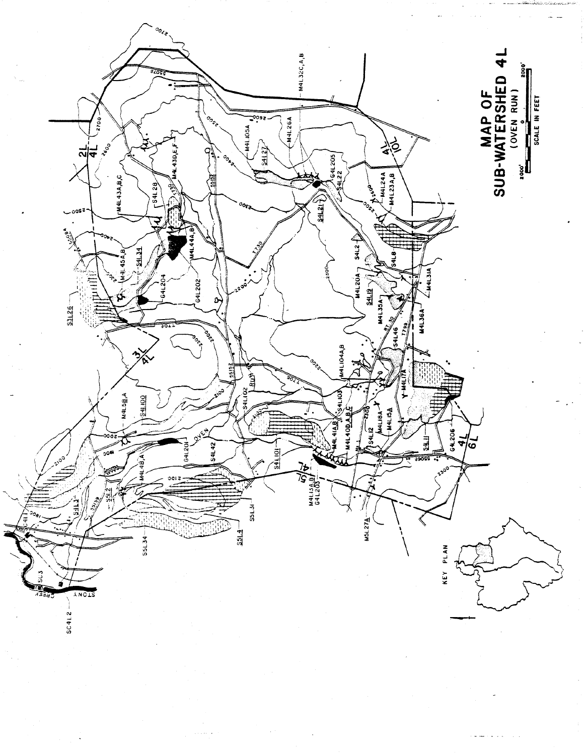# MAP OF SUB-WATERSHED 4L

(OVEN RUN)

2000' 0 2000'

SCALE IN FEET

KEY PLAN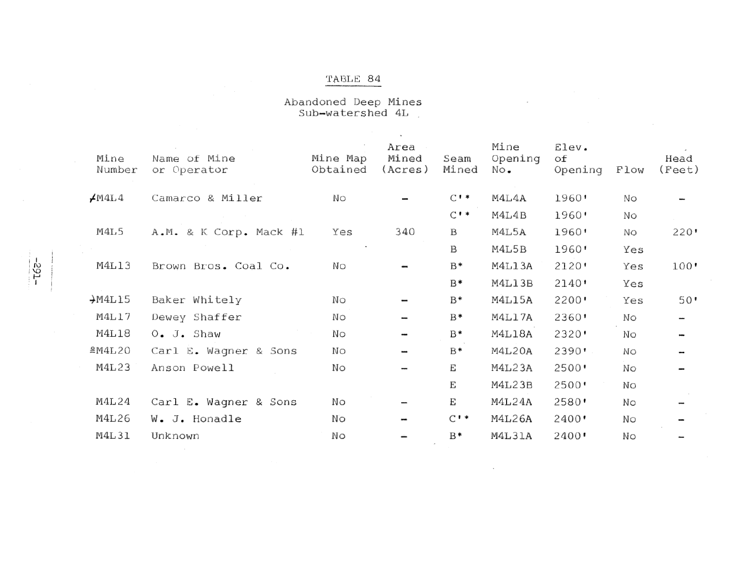# TABLE 84

## Abandoned Deep Mines
## Sub-watershed 4L

| Mine Number | Name of Mine or Operator | Mine Map Obtained | Area Mined (Acres) | Seam Mined | Mine Opening No. | Elev. of Opening | Flow | Head (Feet) |
|---|---|---|---|---|---|---|---|---|
| M4L4 | Camarco & Miller | No | – | C'* | M4L4A | 1960' | No | – |
| | | | | C'* | M4L4B | 1960' | No | |
| M4L5 | A.M. & K Corp. Mack #1 | Yes | 340 | B | M4L5A | 1960' | No | 220' |
| | | | | B | M4L5B | 1960' | Yes | |
| M4L13 | Brown Bros. Coal Co. | No | – | B* | M4L13A | 2120' | Yes | 100' |
| | | | | B* | M4L13B | 2140' | Yes | |
| M4L15 | Baker Whitely | No | – | B* | M4L15A | 2200' | Yes | 50' |
| M4L17 | Dewey Shaffer | No | – | B* | M4L17A | 2360' | No | – |
| M4L18 | O. J. Shaw | No | – | B* | M4L18A | 2320' | No | – |
| M4L20 | Carl E. Wagner & Sons | No | – | B* | M4L20A | 2390' | No | – |
| M4L23 | Anson Powell | No | – | E | M4L23A | 2500' | No | – |
| | | | | E | M4L23B | 2500' | No | |
| M4L24 | Carl E. Wagner & Sons | No | – | E | M4L24A | 2580' | No | – |
| M4L26 | W. J. Honadle | No | – | C'* | M4L26A | 2400' | No | – |
| M4L31 | Unknown | No | – | B* | M4L31A | 2400' | No | – |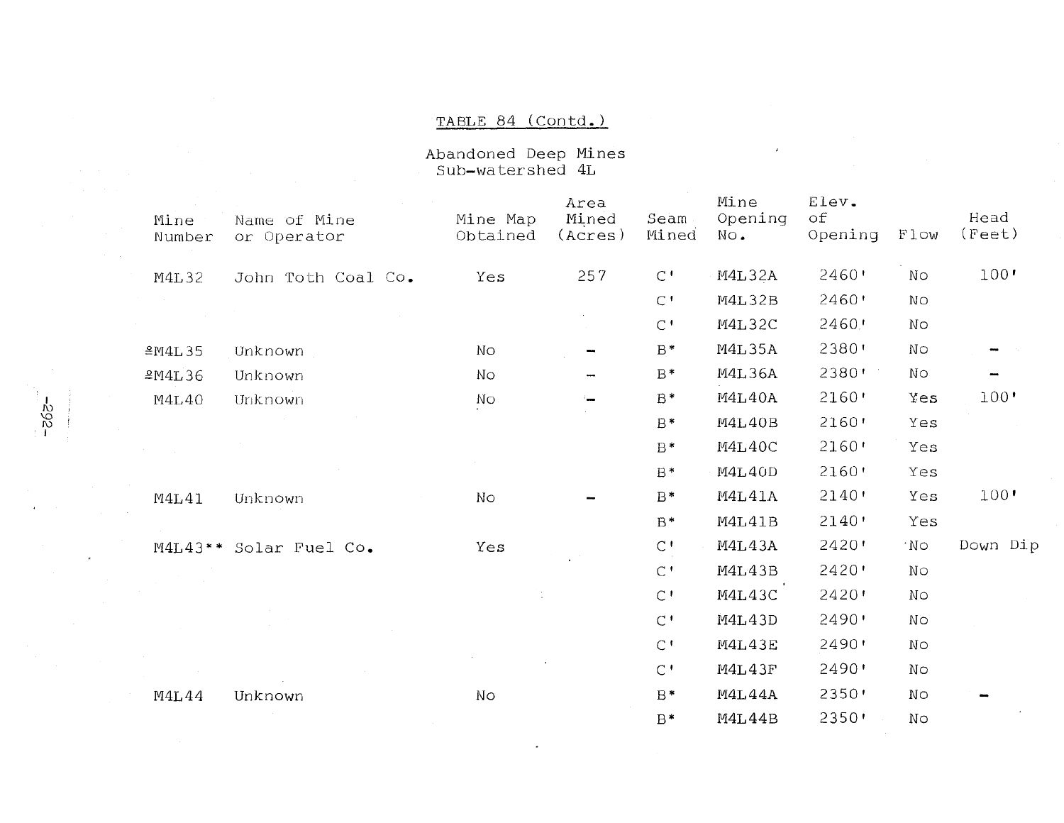TABLE 84 (Contd.)

Abandoned Deep Mines
Sub-watershed 4L

| Mine Number | Name of Mine or Operator | Mine Map Obtained | Area Mined (Acres) | Seam Mined | Mine Opening No. | Elev. of Opening | Flow | Head (Feet) |
|---|---|---|---|---|---|---|---|---|
| M4L32 | John Toth Coal Co. | Yes | 257 | C' | M4L32A | 2460' | No | 100' |
| | | | | C' | M4L32B | 2460' | No | |
| | | | | C' | M4L32C | 2460' | No | |
| ≗M4L35 | Unknown | No | – | B* | M4L35A | 2380' | No | – |
| ≗M4L36 | Unknown | No | – | B* | M4L36A | 2380' | No | – |
| M4L40 | Unknown | No | – | B* | M4L40A | 2160' | Yes | 100' |
| | | | | B* | M4L40B | 2160' | Yes | |
| | | | | B* | M4L40C | 2160' | Yes | |
| | | | | B* | M4L40D | 2160' | Yes | |
| M4L41 | Unknown | No | – | B* | M4L41A | 2140' | Yes | 100' |
| | | | | B* | M4L41B | 2140' | Yes | |
| M4L43** | Solar Fuel Co. | Yes | | C' | M4L43A | 2420' | No | Down Dip |
| | | | | C' | M4L43B | 2420' | No | |
| | | | | C' | M4L43C | 2420' | No | |
| | | | | C' | M4L43D | 2490' | No | |
| | | | | C' | M4L43E | 2490' | No | |
| | | | | C' | M4L43F | 2490' | No | |
| M4L44 | Unknown | No | | B* | M4L44A | 2350' | No | – |
| | | | | B* | M4L44B | 2350' | No | |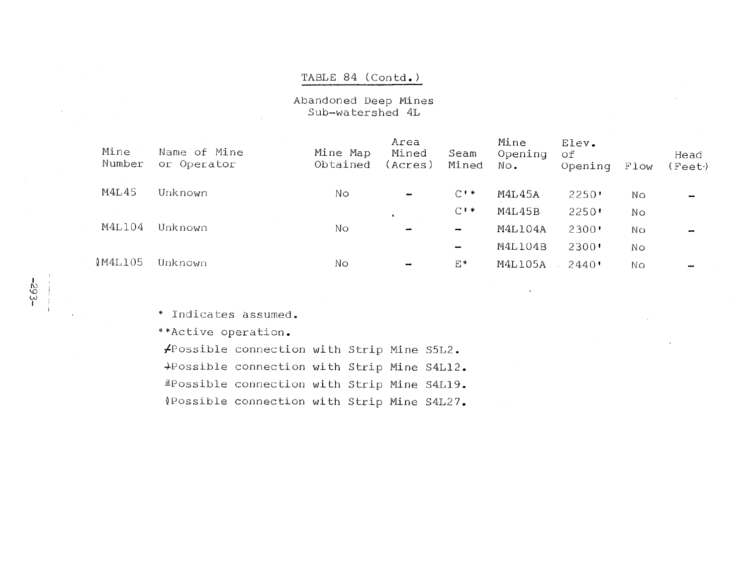# TABLE 84 (Contd.)

## Abandoned Deep Mines
## Sub-watershed 4L

| Mine Number | Name of Mine or Operator | Mine Map Obtained | Area Mined (Acres) | Seam Mined | Mine Opening No. | Elev. of Opening | Flow | Head (Feet) |
|---|---|---|---|---|---|---|---|---|
| M4L45 | Unknown | No | - | C'* | M4L45A | 2250' | No | - |
| | | | | C'* | M4L45B | 2250' | No | |
| M4L104 | Unknown | No | - | - | M4L104A | 2300' | No | - |
| | | | | - | M4L104B | 2300' | No | |
| ◊M4L105 | Unknown | No | - | E* | M4L105A | 2440' | No | - |

\* Indicates assumed.

\*\*Active operation.

≠Possible connection with Strip Mine S5L2.

→Possible connection with Strip Mine S4L12.

≗Possible connection with Strip Mine S4L19.

◊Possible connection with Strip Mine S4L27.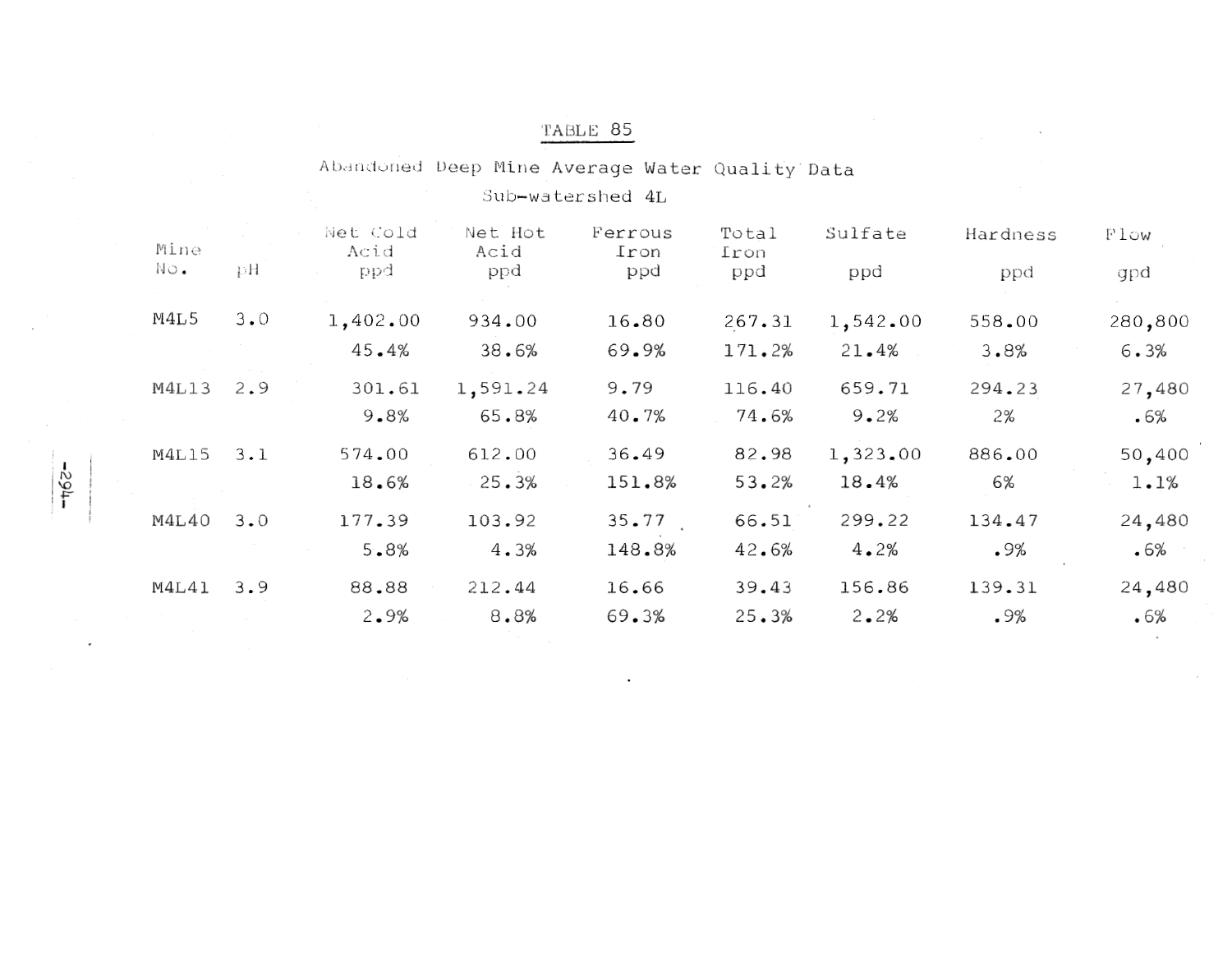# TABLE 85

## Abandoned Deep Mine Average Water Quality Data

### Sub-watershed 4L

| Mine No. | pH | Net Cold Acid ppd | Net Hot Acid ppd | Ferrous Iron ppd | Total Iron ppd | Sulfate ppd | Hardness ppd | Flow gpd |
|---|---|---|---|---|---|---|---|---|
| M4L5 | 3.0 | 1,402.00 | 934.00 | 16.80 | 267.31 | 1,542.00 | 558.00 | 280,800 |
| | | 45.4% | 38.6% | 69.9% | 171.2% | 21.4% | 3.8% | 6.3% |
| M4L13 | 2.9 | 301.61 | 1,591.24 | 9.79 | 116.40 | 659.71 | 294.23 | 27,480 |
| | | 9.8% | 65.8% | 40.7% | 74.6% | 9.2% | 2% | .6% |
| M4L15 | 3.1 | 574.00 | 612.00 | 36.49 | 82.98 | 1,323.00 | 886.00 | 50,400 |
| | | 18.6% | 25.3% | 151.8% | 53.2% | 18.4% | 6% | 1.1% |
| M4L40 | 3.0 | 177.39 | 103.92 | 35.77 | 66.51 | 299.22 | 134.47 | 24,480 |
| | | 5.8% | 4.3% | 148.8% | 42.6% | 4.2% | .9% | .6% |
| M4L41 | 3.9 | 88.88 | 212.44 | 16.66 | 39.43 | 156.86 | 139.31 | 24,480 |
| | | 2.9% | 8.8% | 69.3% | 25.3% | 2.2% | .9% | .6% |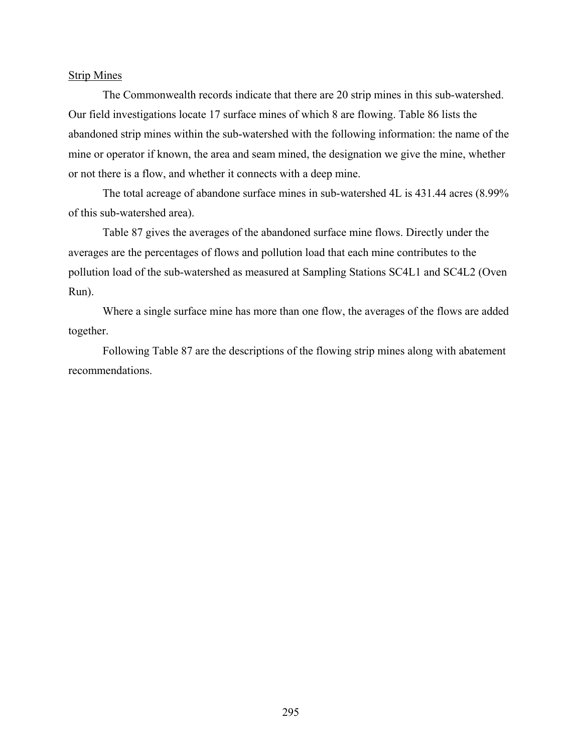<u>Strip Mines</u>

The Commonwealth records indicate that there are 20 strip mines in this sub-watershed. Our field investigations locate 17 surface mines of which 8 are flowing. Table 86 lists the abandoned strip mines within the sub-watershed with the following information: the name of the mine or operator if known, the area and seam mined, the designation we give the mine, whether or not there is a flow, and whether it connects with a deep mine.

The total acreage of abandone surface mines in sub-watershed 4L is 431.44 acres (8.99% of this sub-watershed area).

Table 87 gives the averages of the abandoned surface mine flows. Directly under the averages are the percentages of flows and pollution load that each mine contributes to the pollution load of the sub-watershed as measured at Sampling Stations SC4L1 and SC4L2 (Oven Run).

Where a single surface mine has more than one flow, the averages of the flows are added together.

Following Table 87 are the descriptions of the flowing strip mines along with abatement recommendations.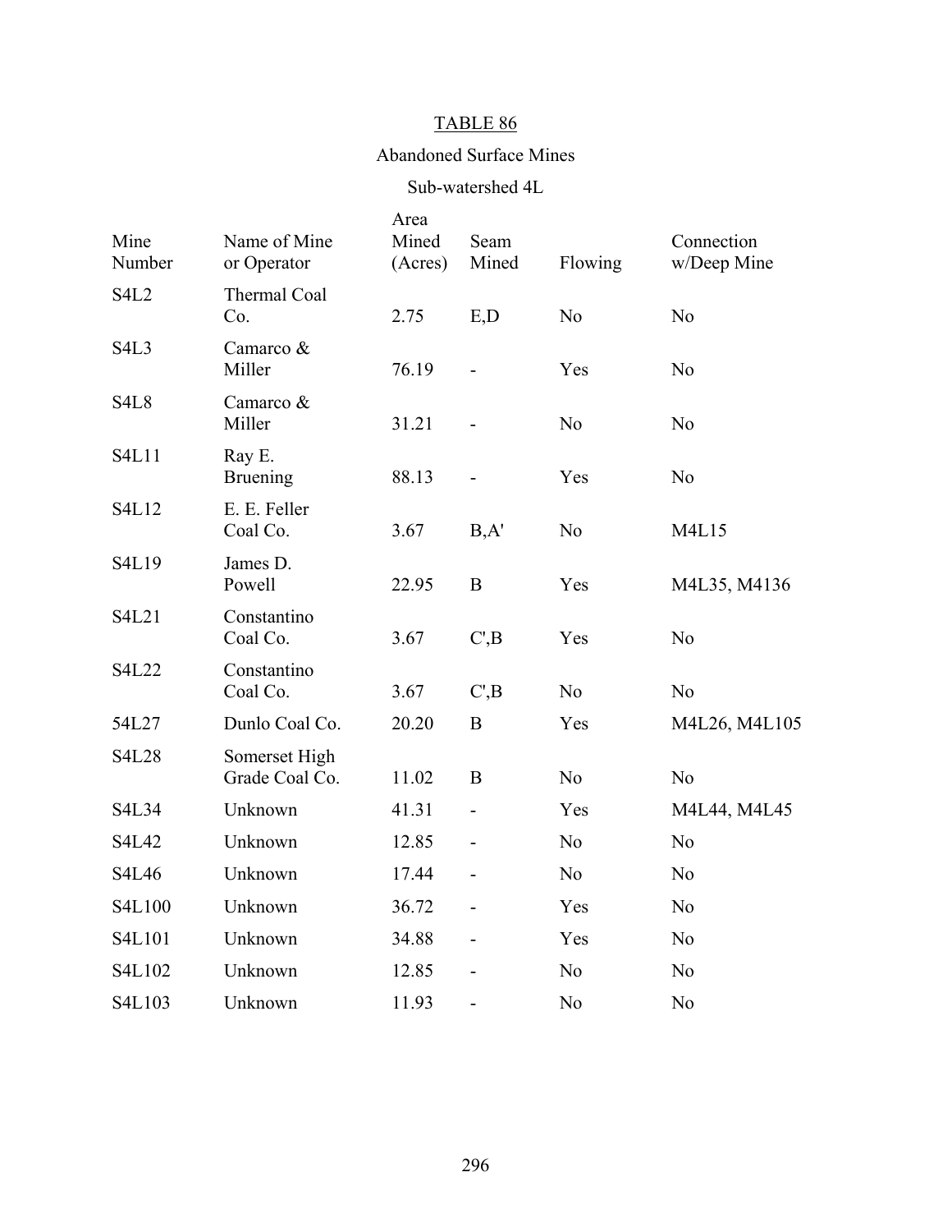TABLE 86

Abandoned Surface Mines

Sub-watershed 4L

| Mine Number | Name of Mine or Operator | Area Mined (Acres) | Seam Mined | Flowing | Connection w/Deep Mine |
|---|---|---|---|---|---|
| S4L2 | Thermal Coal Co. | 2.75 | E,D | No | No |
| S4L3 | Camarco & Miller | 76.19 | - | Yes | No |
| S4L8 | Camarco & Miller | 31.21 | - | No | No |
| S4L11 | Ray E. Bruening | 88.13 | - | Yes | No |
| S4L12 | E. E. Feller Coal Co. | 3.67 | B,A' | No | M4L15 |
| S4L19 | James D. Powell | 22.95 | B | Yes | M4L35, M4136 |
| S4L21 | Constantino Coal Co. | 3.67 | C',B | Yes | No |
| S4L22 | Constantino Coal Co. | 3.67 | C',B | No | No |
| 54L27 | Dunlo Coal Co. | 20.20 | B | Yes | M4L26, M4L105 |
| S4L28 | Somerset High Grade Coal Co. | 11.02 | B | No | No |
| S4L34 | Unknown | 41.31 | - | Yes | M4L44, M4L45 |
| S4L42 | Unknown | 12.85 | - | No | No |
| S4L46 | Unknown | 17.44 | - | No | No |
| S4L100 | Unknown | 36.72 | - | Yes | No |
| S4L101 | Unknown | 34.88 | - | Yes | No |
| S4L102 | Unknown | 12.85 | - | No | No |
| S4L103 | Unknown | 11.93 | - | No | No |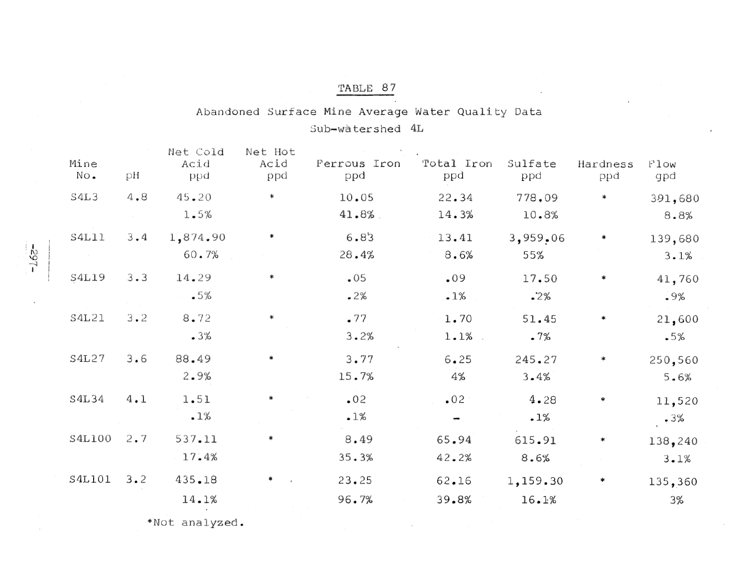# TABLE 87

## Abandoned Surface Mine Average Water Quality Data

### Sub-watershed 4L

| Mine No. | pH | Net Cold Acid ppd | Net Hot Acid ppd | Ferrous Iron ppd | Total Iron ppd | Sulfate ppd | Hardness ppd | Flow gpd |
|---|---|---|---|---|---|---|---|---|
| S4L3 | 4.8 | 45.20 | * | 10.05 | 22.34 | 778.09 | * | 391,680 |
| | | 1.5% | | 41.8% | 14.3% | 10.8% | | 8.8% |
| S4L11 | 3.4 | 1,874.90 | * | 6.83 | 13.41 | 3,959.06 | * | 139,680 |
| | | 60.7% | | 28.4% | 8.6% | 55% | | 3.1% |
| S4L19 | 3.3 | 14.29 | * | .05 | .09 | 17.50 | * | 41,760 |
| | | .5% | | .2% | .1% | .2% | | .9% |
| S4L21 | 3.2 | 8.72 | * | .77 | 1.70 | 51.45 | * | 21,600 |
| | | .3% | | 3.2% | 1.1% | .7% | | .5% |
| S4L27 | 3.6 | 88.49 | * | 3.77 | 6.25 | 245.27 | * | 250,560 |
| | | 2.9% | | 15.7% | 4% | 3.4% | | 5.6% |
| S4L34 | 4.1 | 1.51 | * | .02 | .02 | 4.28 | * | 11,520 |
| | | .1% | | .1% | - | .1% | | .3% |
| S4L100 | 2.7 | 537.11 | * | 8.49 | 65.94 | 615.91 | * | 138,240 |
| | | 17.4% | | 35.3% | 42.2% | 8.6% | | 3.1% |
| S4L101 | 3.2 | 435.18 | * | 23.25 | 62.16 | 1,159.30 | * | 135,360 |
| | | 14.1% | | 96.7% | 39.8% | 16.1% | | 3% |

*Not analyzed.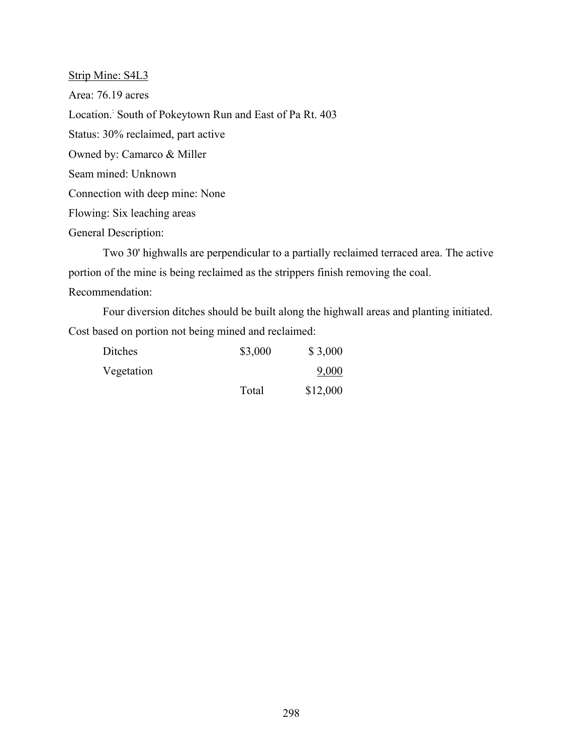Strip Mine: S4L3

Area: 76.19 acres

Location: South of Pokeytown Run and East of Pa Rt. 403

Status: 30% reclaimed, part active

Owned by: Camarco & Miller

Seam mined: Unknown

Connection with deep mine: None

Flowing: Six leaching areas

General Description:

Two 30' highwalls are perpendicular to a partially reclaimed terraced area. The active portion of the mine is being reclaimed as the strippers finish removing the coal.

Recommendation:

Four diversion ditches should be built along the highwall areas and planting initiated. Cost based on portion not being mined and reclaimed:

| | | |
|---|---|---|
| Ditches | $3,000 | $ 3,000 |
| Vegetation | | 9,000 |
| | Total | $12,000 |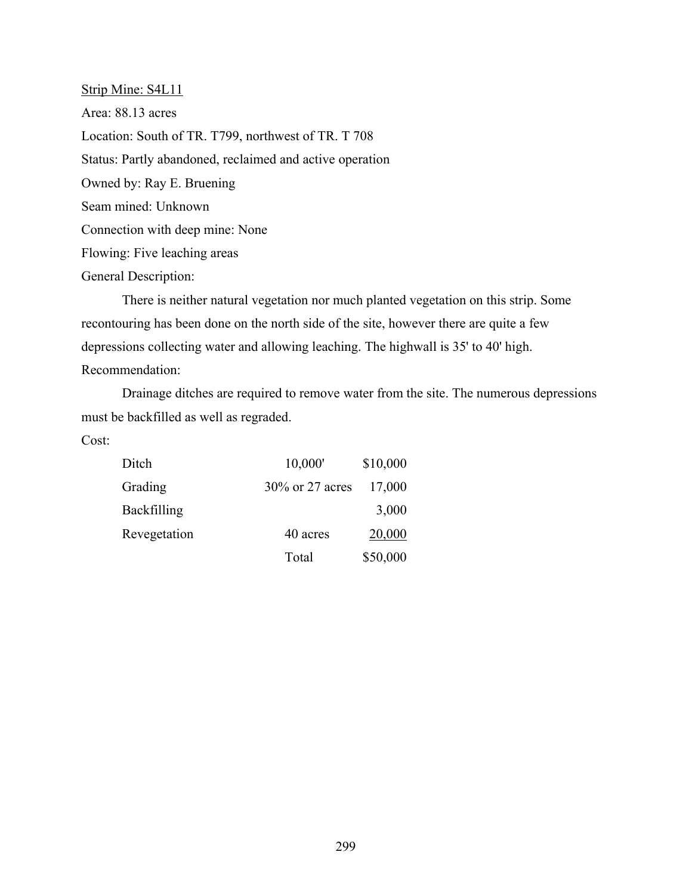Strip Mine: S4L11

Area: 88.13 acres

Location: South of TR. T799, northwest of TR. T 708

Status: Partly abandoned, reclaimed and active operation

Owned by: Ray E. Bruening

Seam mined: Unknown

Connection with deep mine: None

Flowing: Five leaching areas

General Description:

There is neither natural vegetation nor much planted vegetation on this strip. Some recontouring has been done on the north side of the site, however there are quite a few depressions collecting water and allowing leaching. The highwall is 35' to 40' high.

Recommendation:

Drainage ditches are required to remove water from the site. The numerous depressions must be backfilled as well as regraded.

Cost:

| | | |
|---|---|---|
| Ditch | 10,000' | $10,000 |
| Grading | 30% or 27 acres | 17,000 |
| Backfilling | | 3,000 |
| Revegetation | 40 acres | 20,000 |
| | Total | $50,000 |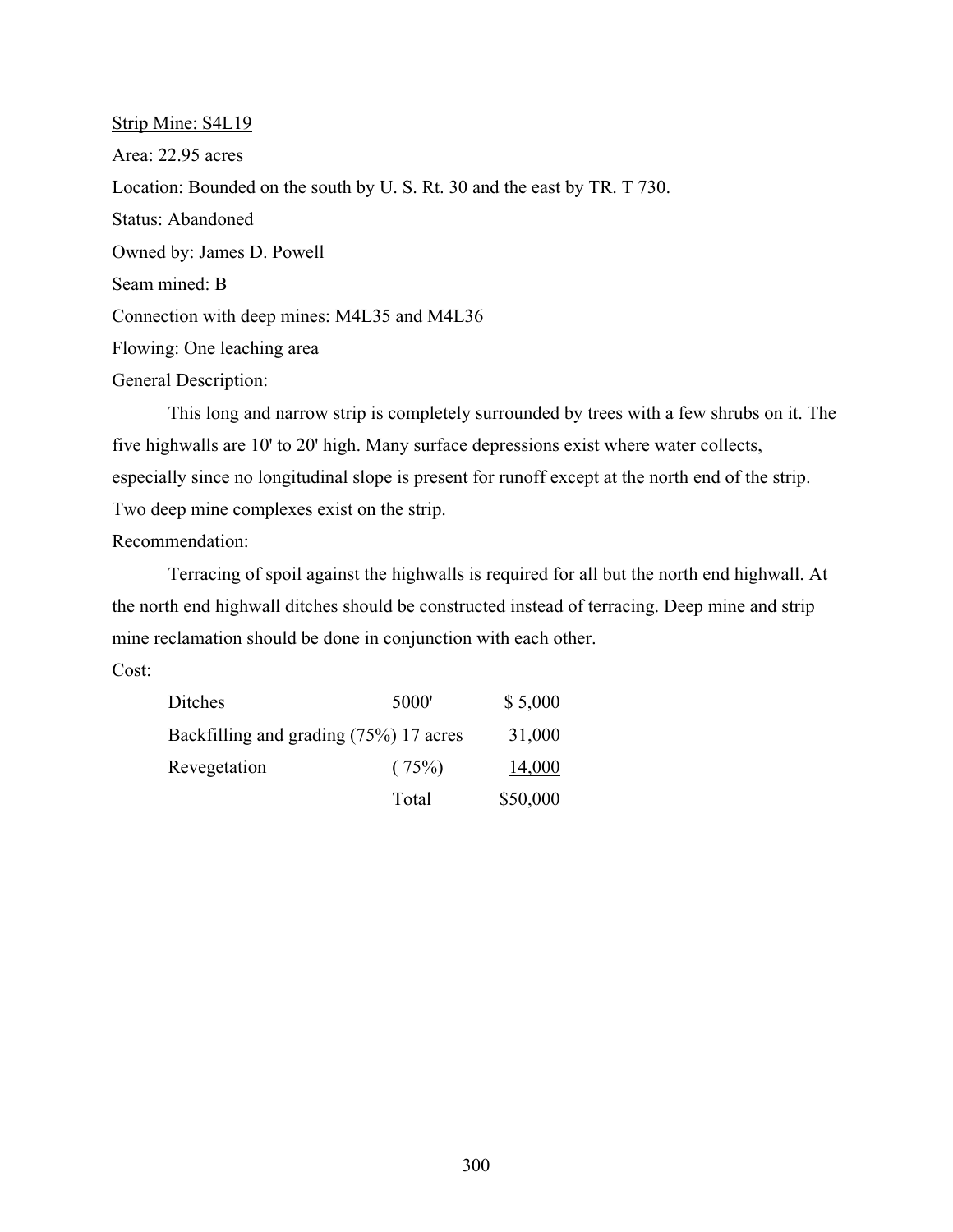Strip Mine: S4L19

Area: 22.95 acres

Location: Bounded on the south by U. S. Rt. 30 and the east by TR. T 730.

Status: Abandoned

Owned by: James D. Powell

Seam mined: B

Connection with deep mines: M4L35 and M4L36

Flowing: One leaching area

General Description:

This long and narrow strip is completely surrounded by trees with a few shrubs on it. The five highwalls are 10' to 20' high. Many surface depressions exist where water collects, especially since no longitudinal slope is present for runoff except at the north end of the strip. Two deep mine complexes exist on the strip.

Recommendation:

Terracing of spoil against the highwalls is required for all but the north end highwall. At the north end highwall ditches should be constructed instead of terracing. Deep mine and strip mine reclamation should be done in conjunction with each other.

Cost:

| | | |
|---|---|---|
| Ditches | 5000' | $ 5,000 |
| Backfilling and grading (75%) | 17 acres | 31,000 |
| Revegetation | ( 75%) | 14,000 |
| | Total | $50,000 |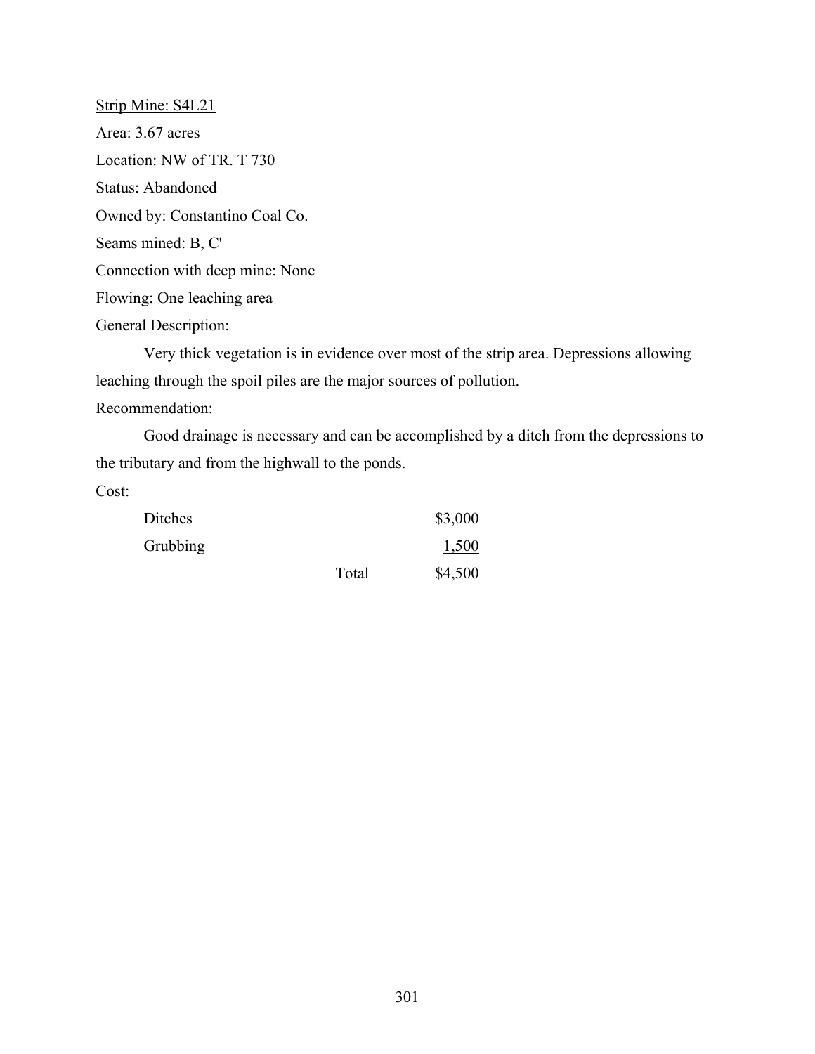Strip Mine: S4L21

Area: 3.67 acres

Location: NW of TR. T 730

Status: Abandoned

Owned by: Constantino Coal Co.

Seams mined: B, C'

Connection with deep mine: None

Flowing: One leaching area

General Description:

Very thick vegetation is in evidence over most of the strip area. Depressions allowing leaching through the spoil piles are the major sources of pollution.

Recommendation:

Good drainage is necessary and can be accomplished by a ditch from the depressions to the tributary and from the highwall to the ponds.

Cost:

| | | |
|---|---|---|
| Ditches | | $3,000 |
| Grubbing | | 1,500 |
| | Total | $4,500 |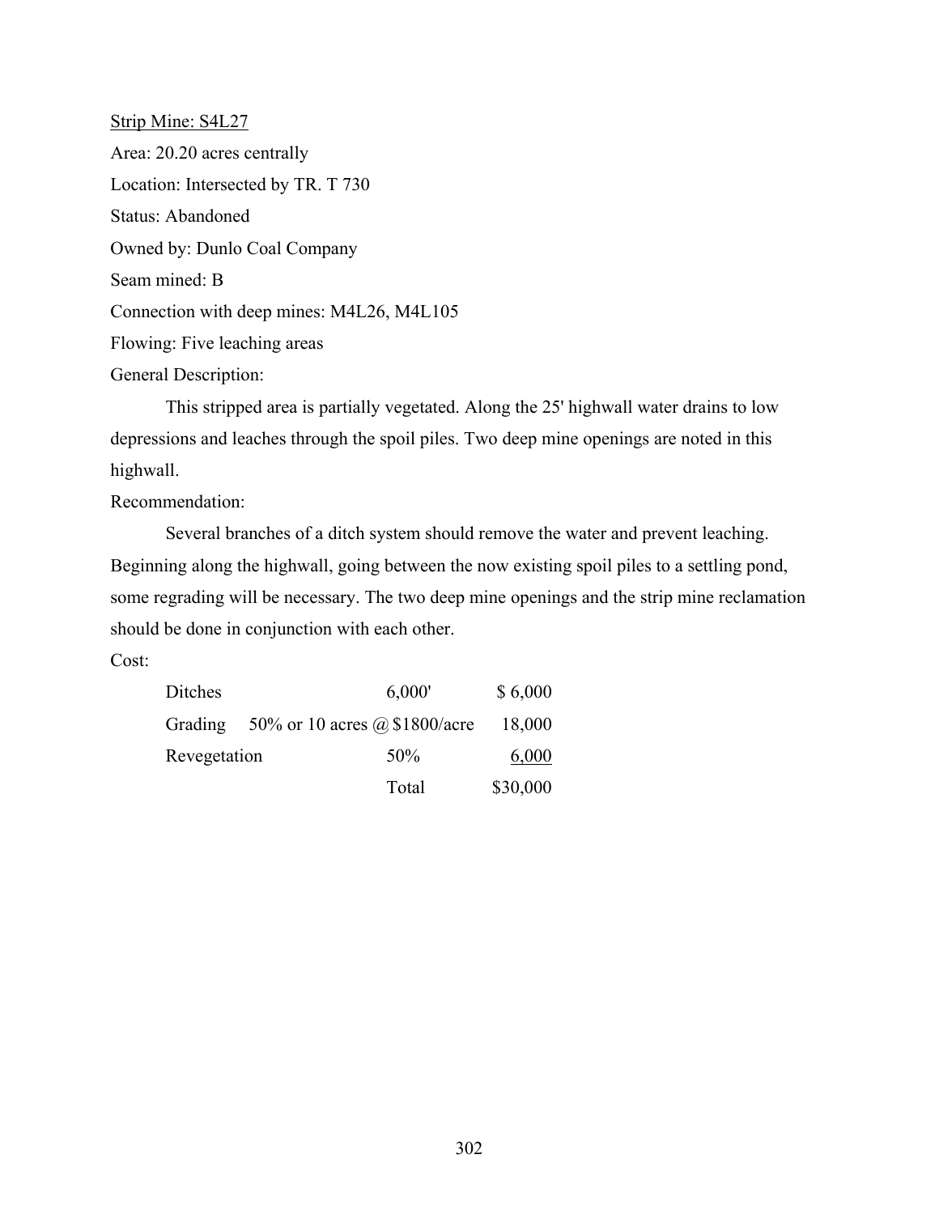Strip Mine: S4L27

Area: 20.20 acres centrally

Location: Intersected by TR. T 730

Status: Abandoned

Owned by: Dunlo Coal Company

Seam mined: B

Connection with deep mines: M4L26, M4L105

Flowing: Five leaching areas

General Description:

This stripped area is partially vegetated. Along the 25' highwall water drains to low depressions and leaches through the spoil piles. Two deep mine openings are noted in this highwall.

Recommendation:

Several branches of a ditch system should remove the water and prevent leaching. Beginning along the highwall, going between the now existing spoil piles to a settling pond, some regrading will be necessary. The two deep mine openings and the strip mine reclamation should be done in conjunction with each other.

Cost:

| | | |
|---|---|---|
| Ditches | 6,000' | $ 6,000 |
| Grading | 50% or 10 acres @ $1800/acre | 18,000 |
| Revegetation | 50% | 6,000 |
| | Total | $30,000 |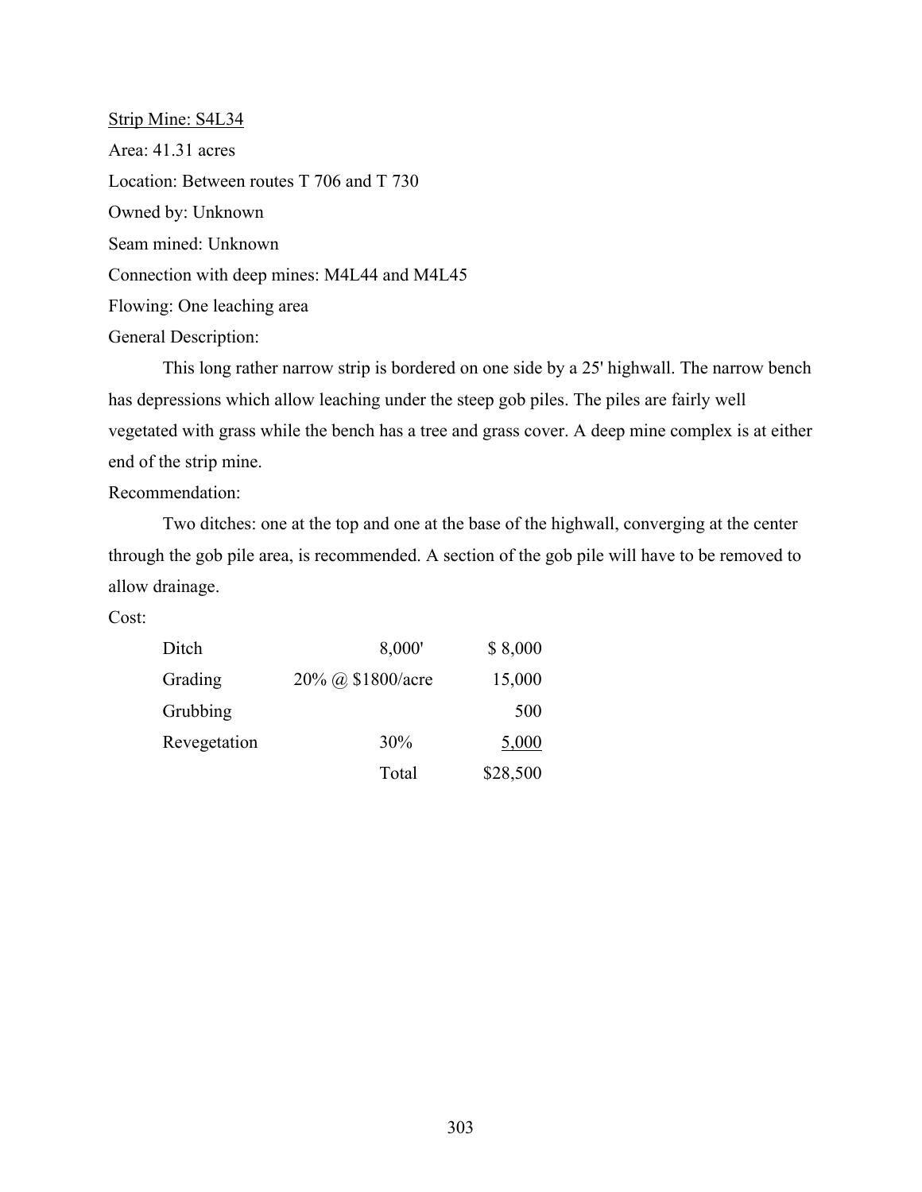Strip Mine: S4L34

Area: 41.31 acres

Location: Between routes T 706 and T 730

Owned by: Unknown

Seam mined: Unknown

Connection with deep mines: M4L44 and M4L45

Flowing: One leaching area

General Description:

This long rather narrow strip is bordered on one side by a 25' highwall. The narrow bench has depressions which allow leaching under the steep gob piles. The piles are fairly well vegetated with grass while the bench has a tree and grass cover. A deep mine complex is at either end of the strip mine.

Recommendation:

Two ditches: one at the top and one at the base of the highwall, converging at the center through the gob pile area, is recommended. A section of the gob pile will have to be removed to allow drainage.

Cost:

| | | |
|---|---|---|
| Ditch | 8,000' | $ 8,000 |
| Grading | 20% @ $1800/acre | 15,000 |
| Grubbing | | 500 |
| Revegetation | 30% | 5,000 |
| | Total | $28,500 |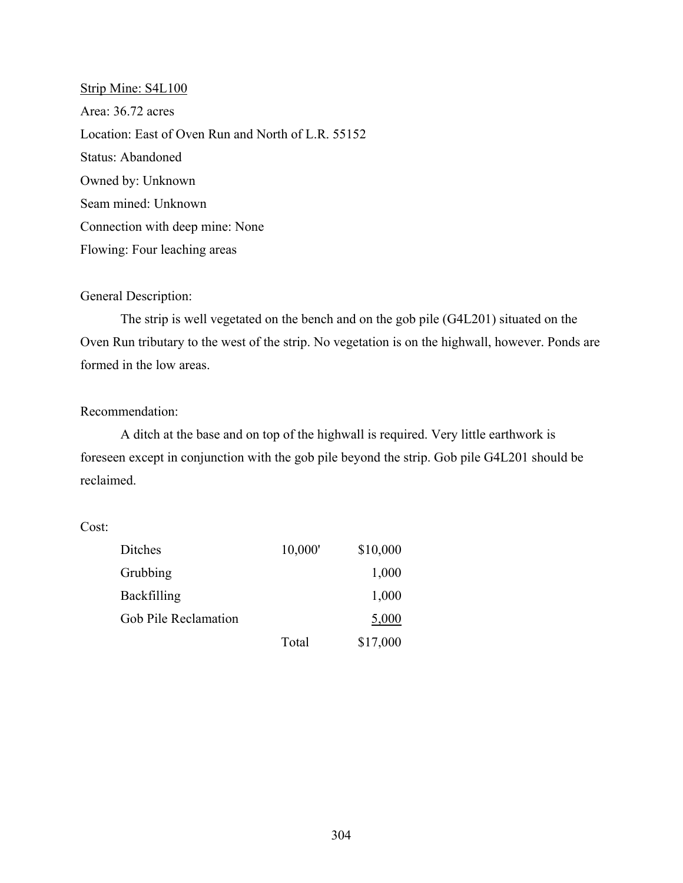<u>Strip Mine: S4L100</u>

Area: 36.72 acres

Location: East of Oven Run and North of L.R. 55152

Status: Abandoned

Owned by: Unknown

Seam mined: Unknown

Connection with deep mine: None

Flowing: Four leaching areas

General Description:

The strip is well vegetated on the bench and on the gob pile (G4L201) situated on the Oven Run tributary to the west of the strip. No vegetation is on the highwall, however. Ponds are formed in the low areas.

Recommendation:

A ditch at the base and on top of the highwall is required. Very little earthwork is foreseen except in conjunction with the gob pile beyond the strip. Gob pile G4L201 should be reclaimed.

Cost:

| | | |
|---|---|---|
| Ditches | 10,000' | $10,000 |
| Grubbing | | 1,000 |
| Backfilling | | 1,000 |
| Gob Pile Reclamation | | 5,000 |
| | Total | $17,000 |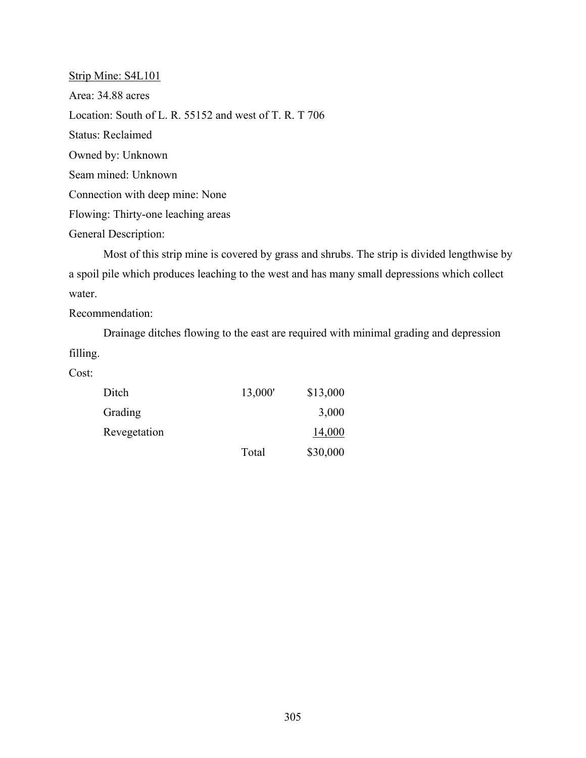Strip Mine: S4L101

Area: 34.88 acres

Location: South of L. R. 55152 and west of T. R. T 706

Status: Reclaimed

Owned by: Unknown

Seam mined: Unknown

Connection with deep mine: None

Flowing: Thirty-one leaching areas

General Description:

Most of this strip mine is covered by grass and shrubs. The strip is divided lengthwise by a spoil pile which produces leaching to the west and has many small depressions which collect water.

Recommendation:

Drainage ditches flowing to the east are required with minimal grading and depression filling.

Cost:

| | | |
|---|---|---|
| Ditch | 13,000' | $13,000 |
| Grading | | 3,000 |
| Revegetation | | 14,000 |
| | Total | $30,000 |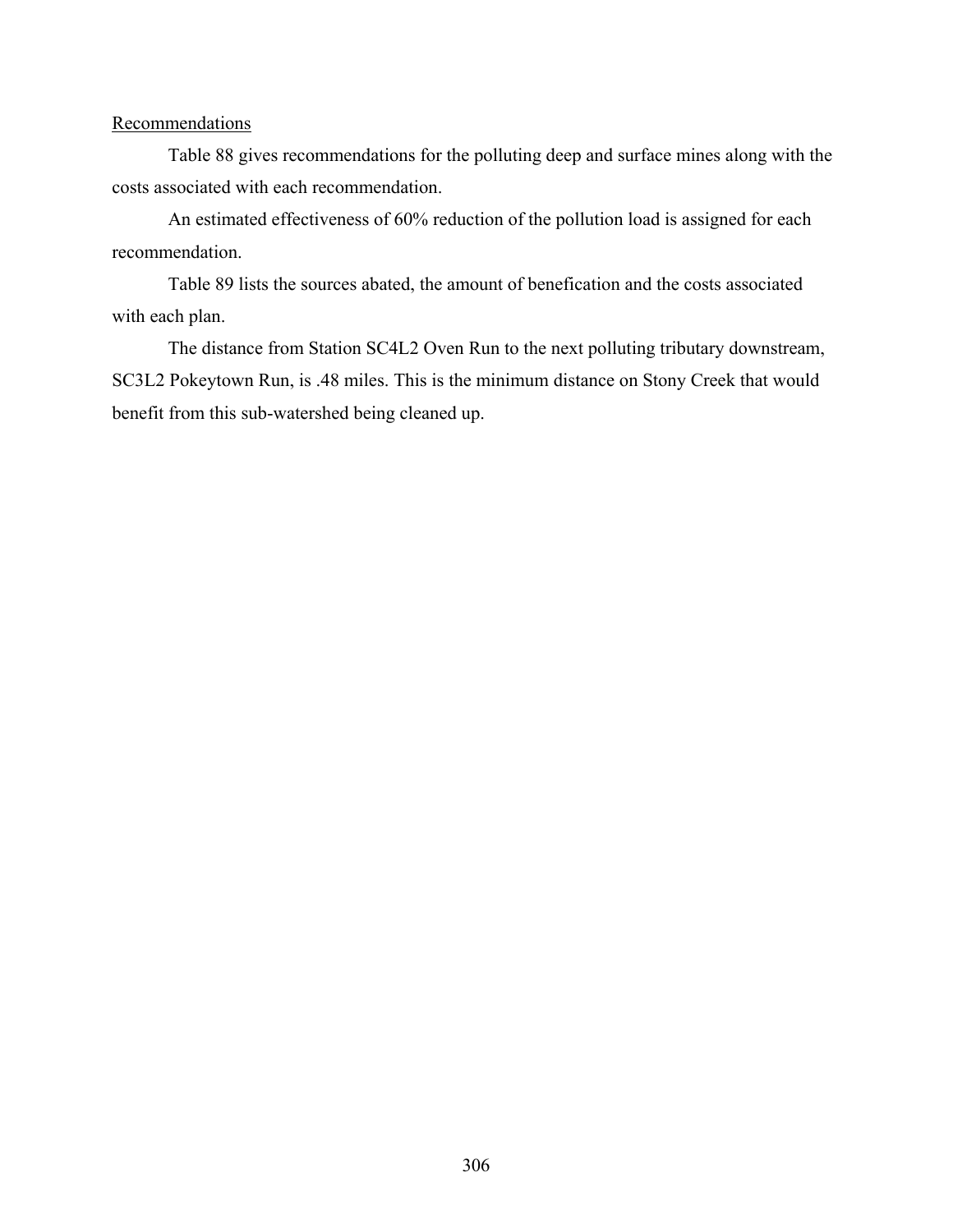<u>Recommendations</u>

Table 88 gives recommendations for the polluting deep and surface mines along with the costs associated with each recommendation.

An estimated effectiveness of 60% reduction of the pollution load is assigned for each recommendation.

Table 89 lists the sources abated, the amount of benefication and the costs associated with each plan.

The distance from Station SC4L2 Oven Run to the next polluting tributary downstream, SC3L2 Pokeytown Run, is .48 miles. This is the minimum distance on Stony Creek that would benefit from this sub-watershed being cleaned up.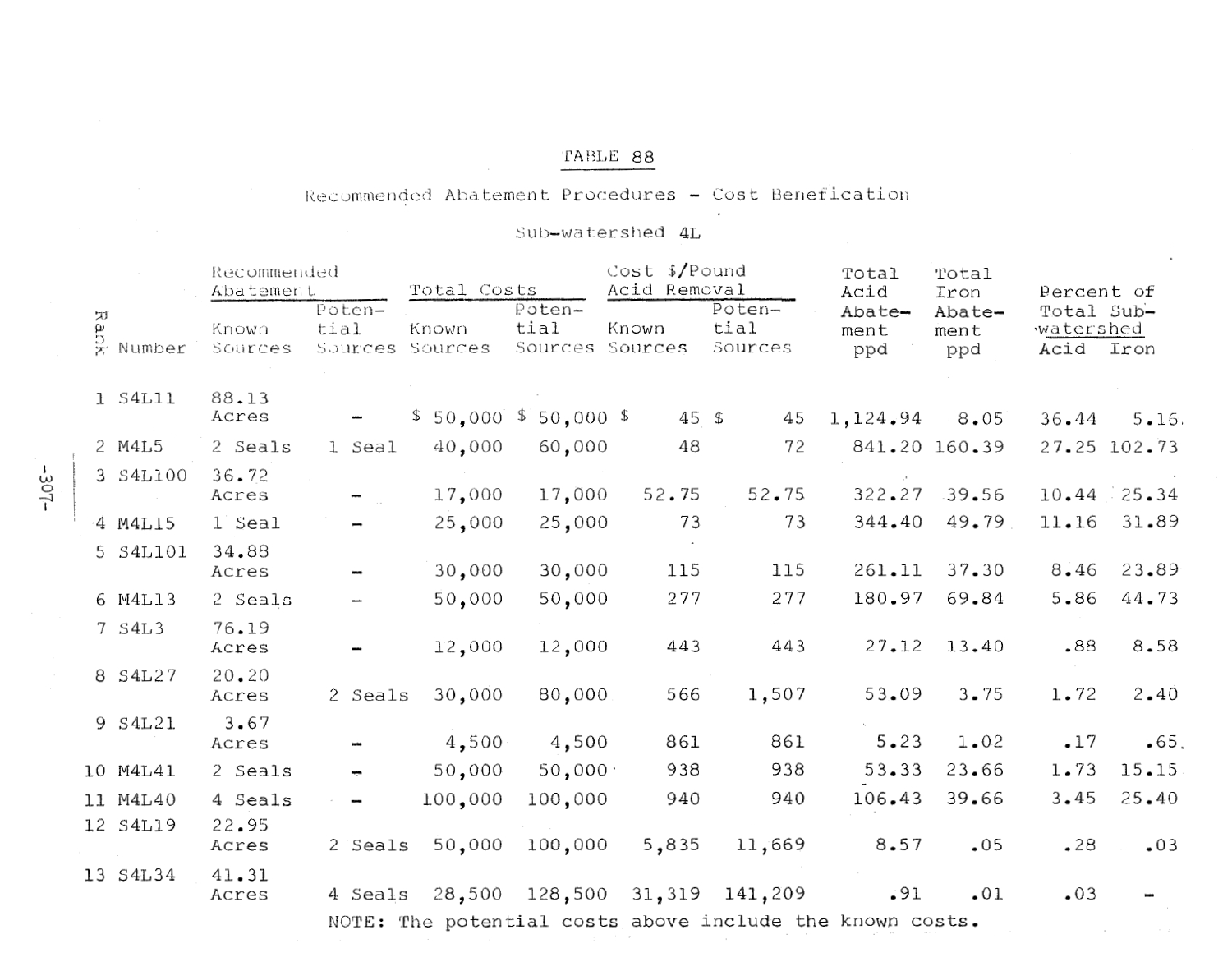TABLE 88

Recommended Abatement Procedures - Cost Benefication

Sub-watershed 4L

| Rank | Number | Recommended Abatement | | Total Costs | | Cost $/Pound Acid Removal | | Total Acid Abatement ppd | Total Iron Abatement ppd | Percent of Total Sub-watershed | |
|---|---|---|---|---|---|---|---|---|---|---|---|
| | | Known Sources | Potential Sources | Known Sources | Potential Sources | Known Sources | Potential Sources | | | Acid | Iron |
| 1 | S4L11 | 88.13 Acres | - | $ 50,000 | $ 50,000 | $ 45 | $ 45 | 1,124.94 | 8.05 | 36.44 | 5.16 |
| 2 | M4L5 | 2 Seals | 1 Seal | 40,000 | 60,000 | 48 | 72 | 841.20 | 160.39 | 27.25 | 102.73 |
| 3 | S4L100 | 36.72 Acres | - | 17,000 | 17,000 | 52.75 | 52.75 | 322.27 | 39.56 | 10.44 | 25.34 |
| 4 | M4L15 | 1 Seal | - | 25,000 | 25,000 | 73 | 73 | 344.40 | 49.79 | 11.16 | 31.89 |
| 5 | S4L101 | 34.88 Acres | - | 30,000 | 30,000 | 115 | 115 | 261.11 | 37.30 | 8.46 | 23.89 |
| 6 | M4L13 | 2 Seals | - | 50,000 | 50,000 | 277 | 277 | 180.97 | 69.84 | 5.86 | 44.73 |
| 7 | S4L3 | 76.19 Acres | - | 12,000 | 12,000 | 443 | 443 | 27.12 | 13.40 | .88 | 8.58 |
| 8 | S4L27 | 20.20 Acres | 2 Seals | 30,000 | 80,000 | 566 | 1,507 | 53.09 | 3.75 | 1.72 | 2.40 |
| 9 | S4L21 | 3.67 Acres | - | 4,500 | 4,500 | 861 | 861 | 5.23 | 1.02 | .17 | .65 |
| 10 | M4L41 | 2 Seals | - | 50,000 | 50,000 | 938 | 938 | 53.33 | 23.66 | 1.73 | 15.15 |
| 11 | M4L40 | 4 Seals | - | 100,000 | 100,000 | 940 | 940 | 106.43 | 39.66 | 3.45 | 25.40 |
| 12 | S4L19 | 22.95 Acres | 2 Seals | 50,000 | 100,000 | 5,835 | 11,669 | 8.57 | .05 | .28 | .03 |
| 13 | S4L34 | 41.31 Acres | 4 Seals | 28,500 | 128,500 | 31,319 | 141,209 | .91 | .01 | .03 | - |

NOTE: The potential costs above include the known costs.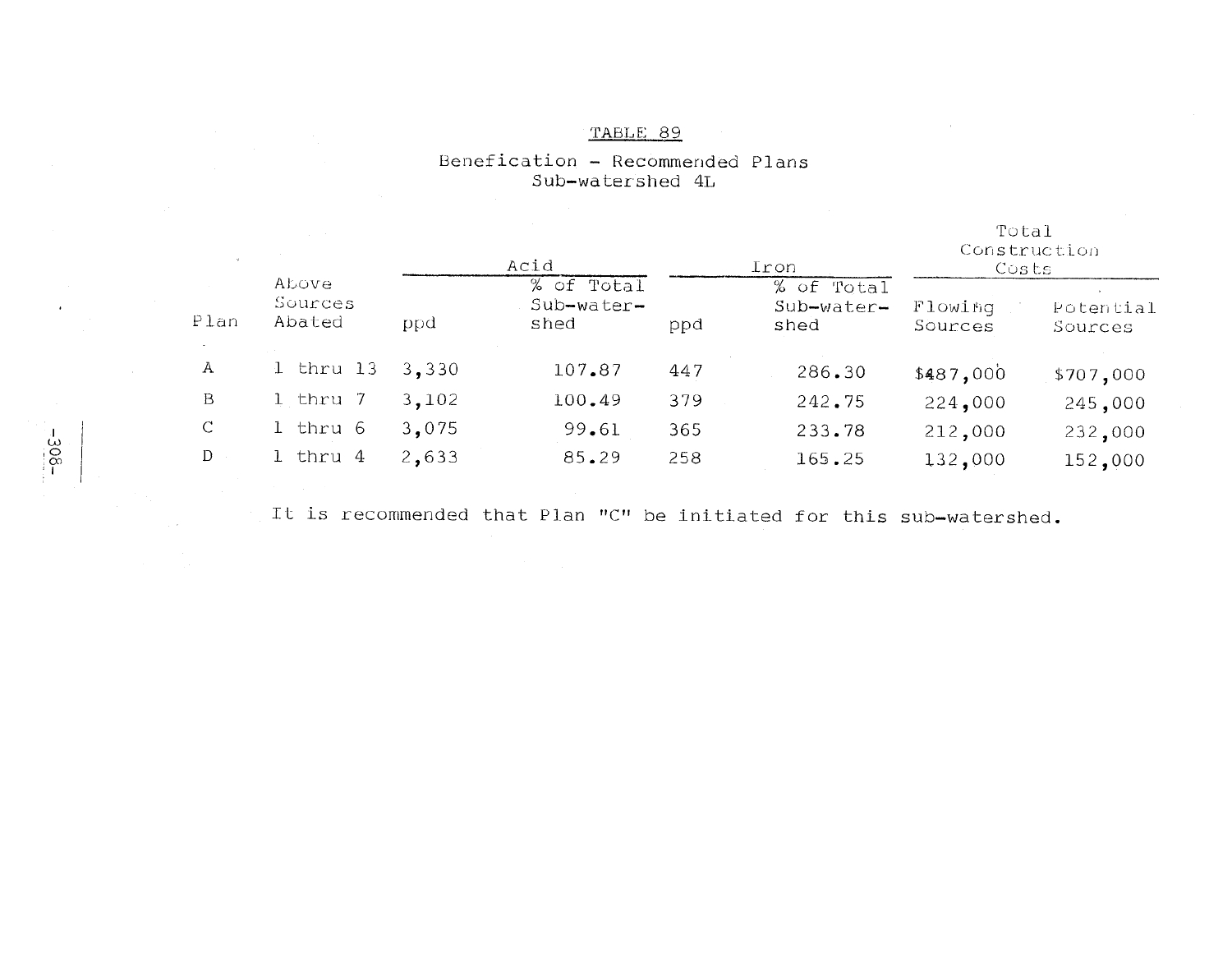TABLE 89

Benefication - Recommended Plans
Sub-watershed 4L

| Plan | Above Sources Abated | Acid | | Iron | | Total Construction Costs | |
|---|---|---|---|---|---|---|---|
| | | ppd | % of Total Sub-water-shed | ppd | % of Total Sub-water-shed | Flowing Sources | Potential Sources |
| A | 1 thru 13 | 3,330 | 107.87 | 447 | 286.30 | $487,000 | $707,000 |
| B | 1 thru 7 | 3,102 | 100.49 | 379 | 242.75 | 224,000 | 245,000 |
| C | 1 thru 6 | 3,075 | 99.61 | 365 | 233.78 | 212,000 | 232,000 |
| D | 1 thru 4 | 2,633 | 85.29 | 258 | 165.25 | 132,000 | 152,000 |

It is recommended that Plan "C" be initiated for this sub-watershed.